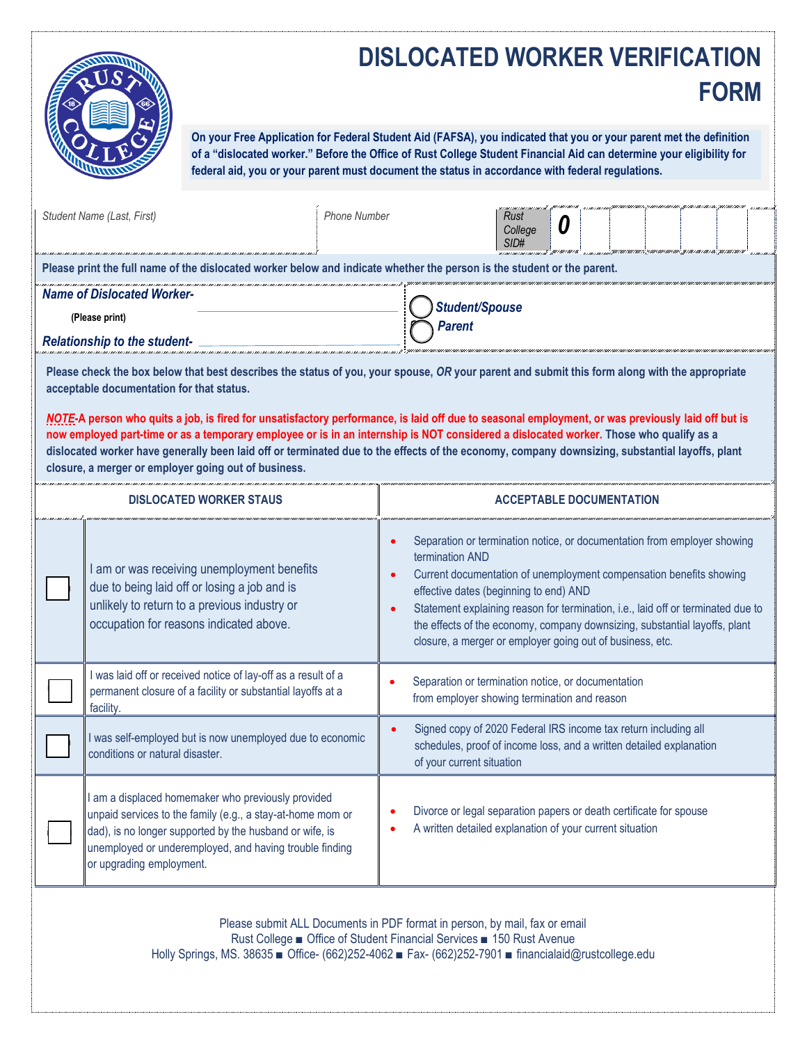# DISLOCATED WORKER VERIFICATION FORM

**On your Free Application for Federal Student Aid (FAFSA), you indicated that you or your parent met the definition of a "dislocated worker." Before the Office of Rust College Student Financial Aid can determine your eligibility for federal aid, you or your parent must document the status in accordance with federal regulations.**

| *Student Name (Last, First)* | *Phone Number* | *Rust College SID#* **0** |
|---|---|---|

**Please print the full name of the dislocated worker below and indicate whether the person is the student or the parent.**

***Name of Dislocated Worker-*** ____________________
**(Please print)**

***Relationship to the student-*** ____________________

○ ***Student/Spouse***
○ ***Parent***

**Please check the box below that best describes the status of you, your spouse, *OR* your parent and submit this form along with the appropriate acceptable documentation for that status.**

***NOTE*-A person who quits a job, is fired for unsatisfactory performance, is laid off due to seasonal employment, or was previously laid off but is now employed part-time or as a temporary employee or is in an internship is NOT considered a dislocated worker. Those who qualify as a dislocated worker have generally been laid off or terminated due to the effects of the economy, company downsizing, substantial layoffs, plant closure, a merger or employer going out of business.**

| | DISLOCATED WORKER STAUS | ACCEPTABLE DOCUMENTATION |
|---|---|---|
| ☐ | I am or was receiving unemployment benefits due to being laid off or losing a job and is unlikely to return to a previous industry or occupation for reasons indicated above. | • Separation or termination notice, or documentation from employer showing termination AND<br>• Current documentation of unemployment compensation benefits showing effective dates (beginning to end) AND<br>• Statement explaining reason for termination, i.e., laid off or terminated due to the effects of the economy, company downsizing, substantial layoffs, plant closure, a merger or employer going out of business, etc. |
| ☐ | I was laid off or received notice of lay-off as a result of a permanent closure of a facility or substantial layoffs at a facility. | • Separation or termination notice, or documentation from employer showing termination and reason |
| ☐ | I was self-employed but is now unemployed due to economic conditions or natural disaster. | • Signed copy of 2020 Federal IRS income tax return including all schedules, proof of income loss, and a written detailed explanation of your current situation |
| ☐ | I am a displaced homemaker who previously provided unpaid services to the family (e.g., a stay-at-home mom or dad), is no longer supported by the husband or wife, is unemployed or underemployed, and having trouble finding or upgrading employment. | • Divorce or legal separation papers or death certificate for spouse<br>• A written detailed explanation of your current situation |

Please submit ALL Documents in PDF format in person, by mail, fax or email
Rust College ■ Office of Student Financial Services ■ 150 Rust Avenue
Holly Springs, MS. 38635 ■ Office- (662)252-4062 ■ Fax- (662)252-7901 ■ financialaid@rustcollege.edu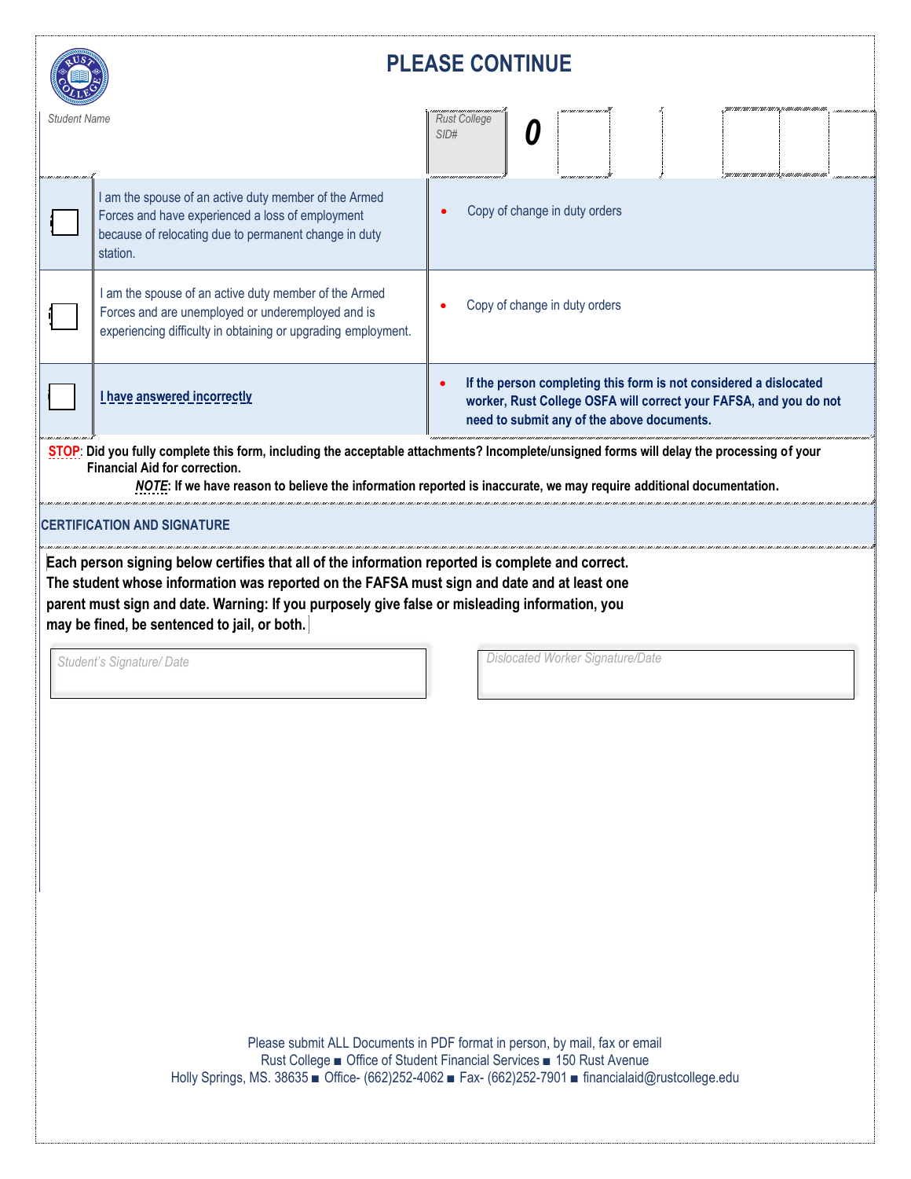# PLEASE CONTINUE

| Student Name | Rust College SID# | 0 | | | | | |
|---|---|---|---|---|---|---|---|

| | | |
|---|---|---|
| ☐ | I am the spouse of an active duty member of the Armed Forces and have experienced a loss of employment because of relocating due to permanent change in duty station. | • Copy of change in duty orders |
| ☐ | I am the spouse of an active duty member of the Armed Forces and are unemployed or underemployed and is experiencing difficulty in obtaining or upgrading employment. | • Copy of change in duty orders |
| ☐ | **I have answered incorrectly** | • **If the person completing this form is not considered a dislocated worker, Rust College OSFA will correct your FAFSA, and you do not need to submit any of the above documents.** |

**STOP: Did you fully complete this form, including the acceptable attachments? Incomplete/unsigned forms will delay the processing of your Financial Aid for correction.**

***NOTE*: If we have reason to believe the information reported is inaccurate, we may require additional documentation.**

## CERTIFICATION AND SIGNATURE

**Each person signing below certifies that all of the information reported is complete and correct. The student whose information was reported on the FAFSA must sign and date and at least one parent must sign and date. Warning: If you purposely give false or misleading information, you may be fined, be sentenced to jail, or both.**

| *Student's Signature/ Date* | *Dislocated Worker Signature/Date* |
|---|---|
| | |

Please submit ALL Documents in PDF format in person, by mail, fax or email
Rust College ■ Office of Student Financial Services ■ 150 Rust Avenue
Holly Springs, MS. 38635 ■ Office- (662)252-4062 ■ Fax- (662)252-7901 ■ financialaid@rustcollege.edu